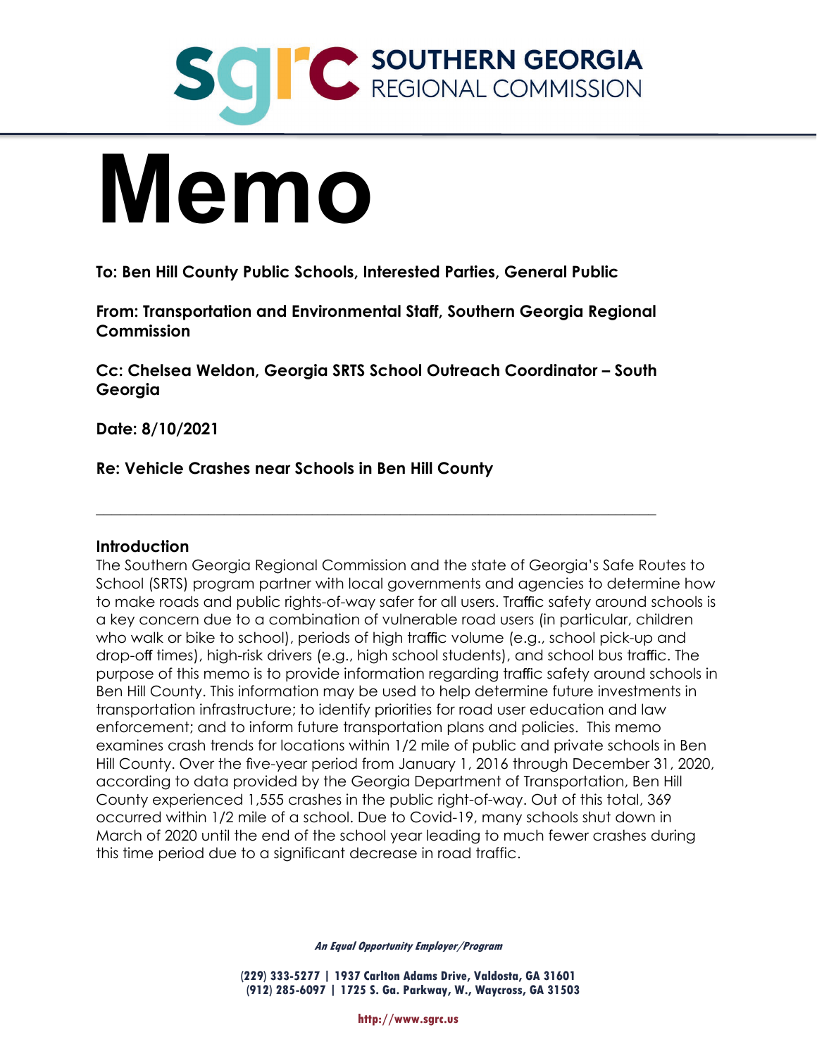SOUTHERN GEORGIA REGIONAL COMMISSION

# Memo

**To: Ben Hill County Public Schools, Interested Parties, General Public**

**From: Transportation and Environmental Staff, Southern Georgia Regional Commission**

**Cc: Chelsea Weldon, Georgia SRTS School Outreach Coordinator – South Georgia**

**Date: 8/10/2021**

**Re: Vehicle Crashes near Schools in Ben Hill County**

---

## Introduction

The Southern Georgia Regional Commission and the state of Georgia's Safe Routes to School (SRTS) program partner with local governments and agencies to determine how to make roads and public rights-of-way safer for all users. Traffic safety around schools is a key concern due to a combination of vulnerable road users (in particular, children who walk or bike to school), periods of high traffic volume (e.g., school pick-up and drop-off times), high-risk drivers (e.g., high school students), and school bus traffic. The purpose of this memo is to provide information regarding traffic safety around schools in Ben Hill County. This information may be used to help determine future investments in transportation infrastructure; to identify priorities for road user education and law enforcement; and to inform future transportation plans and policies. This memo examines crash trends for locations within 1/2 mile of public and private schools in Ben Hill County. Over the five-year period from January 1, 2016 through December 31, 2020, according to data provided by the Georgia Department of Transportation, Ben Hill County experienced 1,555 crashes in the public right-of-way. Out of this total, 369 occurred within 1/2 mile of a school. Due to Covid-19, many schools shut down in March of 2020 until the end of the school year leading to much fewer crashes during this time period due to a significant decrease in road traffic.

*An Equal Opportunity Employer/Program*

(229) 333-5277 | 1937 Carlton Adams Drive, Valdosta, GA 31601
(912) 285-6097 | 1725 S. Ga. Parkway, W., Waycross, GA 31503

http://www.sgrc.us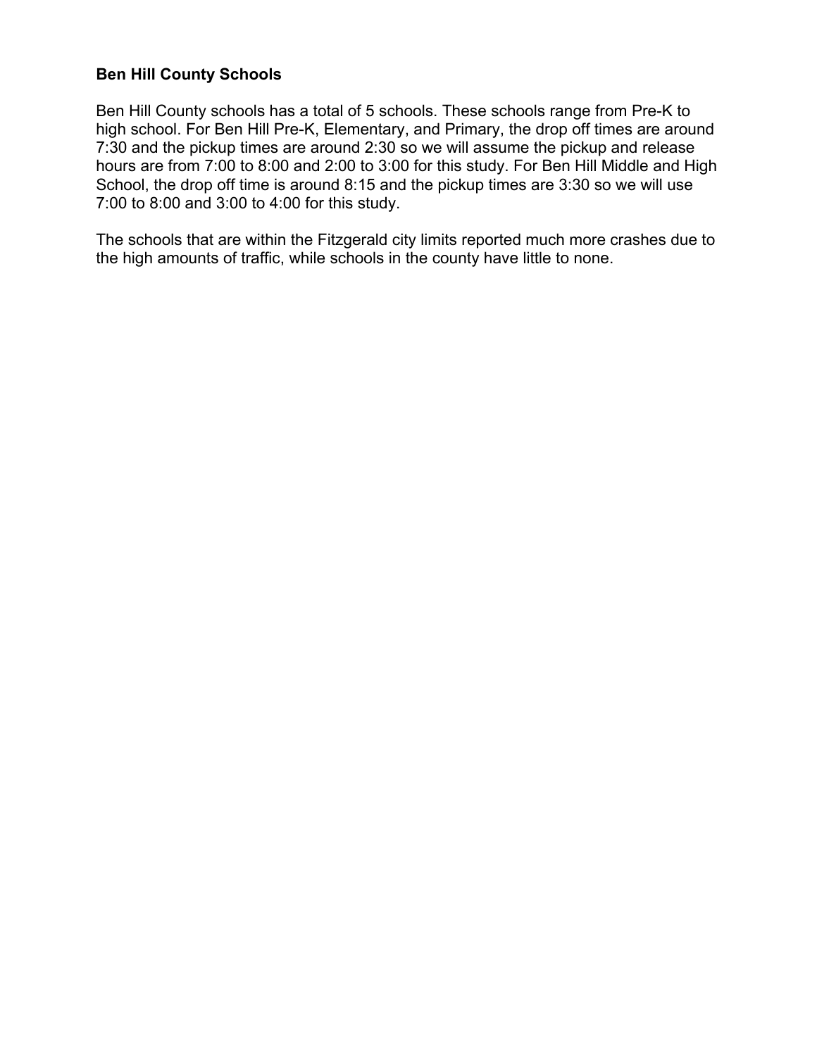**Ben Hill County Schools**

Ben Hill County schools has a total of 5 schools. These schools range from Pre-K to high school. For Ben Hill Pre-K, Elementary, and Primary, the drop off times are around 7:30 and the pickup times are around 2:30 so we will assume the pickup and release hours are from 7:00 to 8:00 and 2:00 to 3:00 for this study. For Ben Hill Middle and High School, the drop off time is around 8:15 and the pickup times are 3:30 so we will use 7:00 to 8:00 and 3:00 to 4:00 for this study.

The schools that are within the Fitzgerald city limits reported much more crashes due to the high amounts of traffic, while schools in the county have little to none.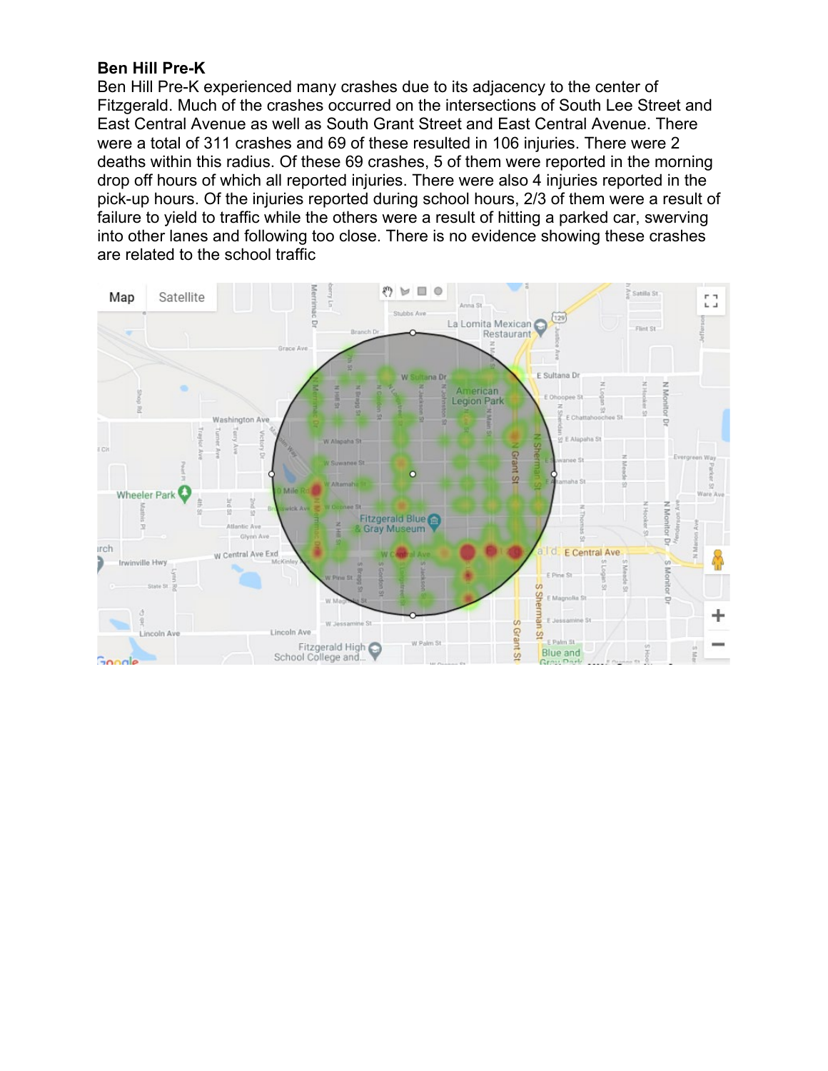**Ben Hill Pre-K**

Ben Hill Pre-K experienced many crashes due to its adjacency to the center of Fitzgerald. Much of the crashes occurred on the intersections of South Lee Street and East Central Avenue as well as South Grant Street and East Central Avenue. There were a total of 311 crashes and 69 of these resulted in 106 injuries. There were 2 deaths within this radius. Of these 69 crashes, 5 of them were reported in the morning drop off hours of which all reported injuries. There were also 4 injuries reported in the pick-up hours. Of the injuries reported during school hours, 2/3 of them were a result of failure to yield to traffic while the others were a result of hitting a parked car, swerving into other lanes and following too close. There is no evidence showing these crashes are related to the school traffic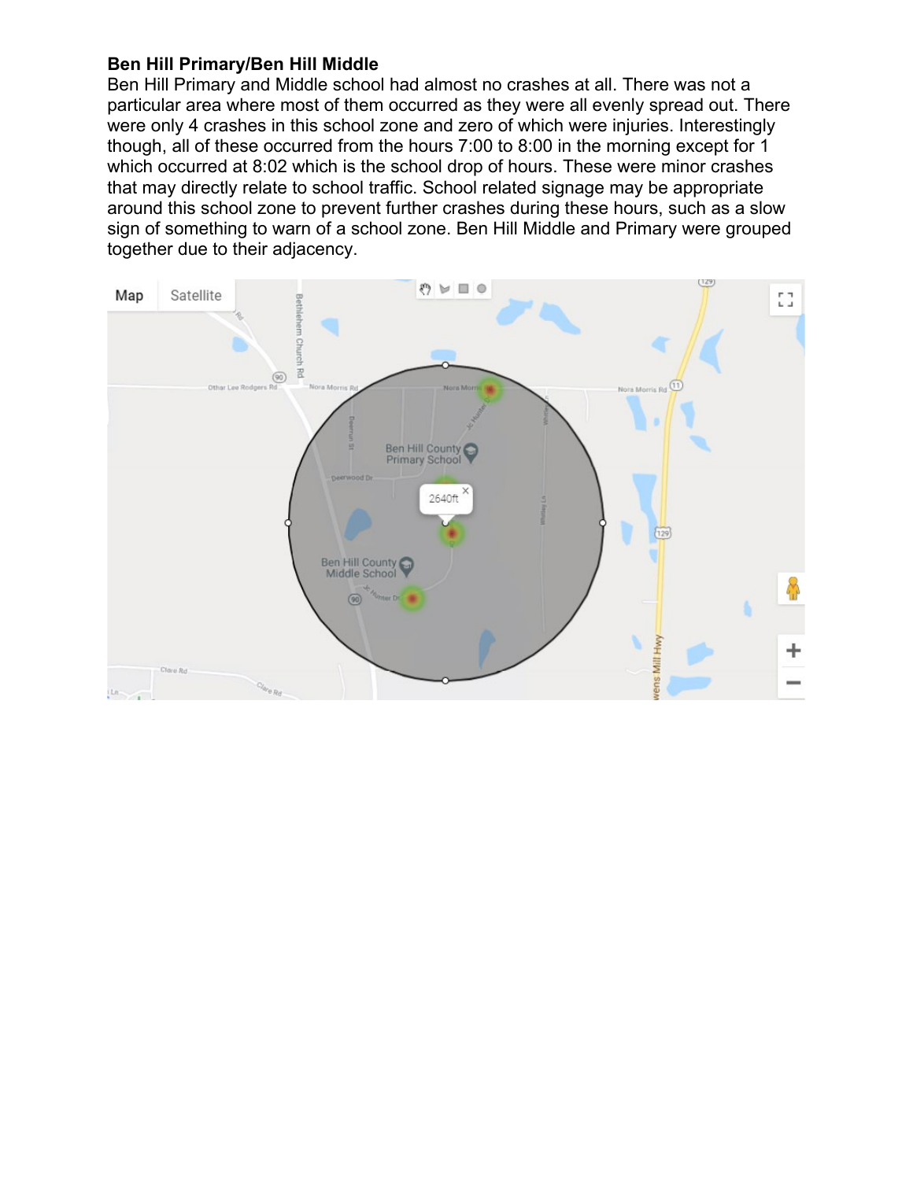**Ben Hill Primary/Ben Hill Middle**

Ben Hill Primary and Middle school had almost no crashes at all. There was not a particular area where most of them occurred as they were all evenly spread out. There were only 4 crashes in this school zone and zero of which were injuries. Interestingly though, all of these occurred from the hours 7:00 to 8:00 in the morning except for 1 which occurred at 8:02 which is the school drop of hours. These were minor crashes that may directly relate to school traffic. School related signage may be appropriate around this school zone to prevent further crashes during these hours, such as a slow sign of something to warn of a school zone. Ben Hill Middle and Primary were grouped together due to their adjacency.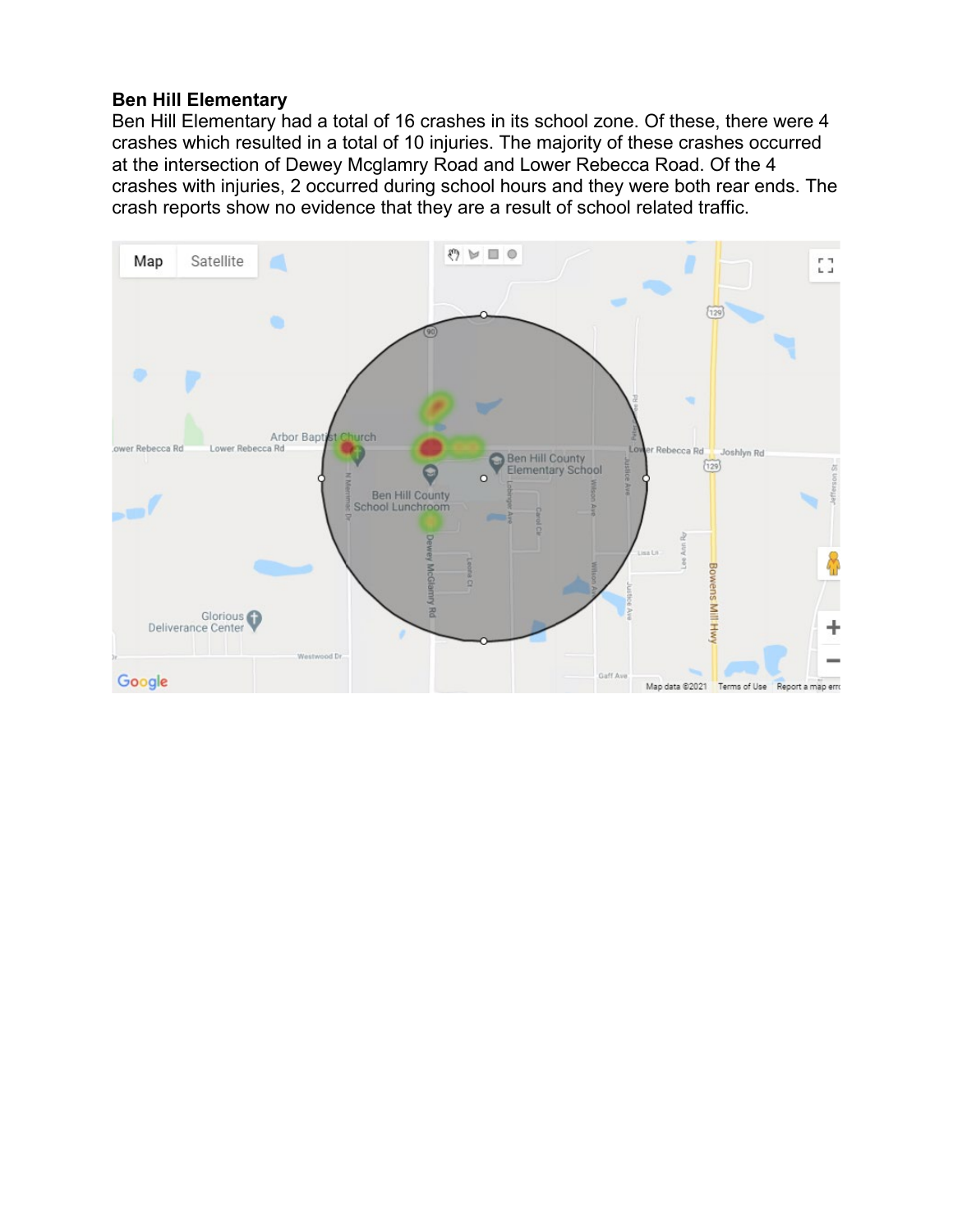**Ben Hill Elementary**

Ben Hill Elementary had a total of 16 crashes in its school zone. Of these, there were 4 crashes which resulted in a total of 10 injuries. The majority of these crashes occurred at the intersection of Dewey Mcglamry Road and Lower Rebecca Road. Of the 4 crashes with injuries, 2 occurred during school hours and they were both rear ends. The crash reports show no evidence that they are a result of school related traffic.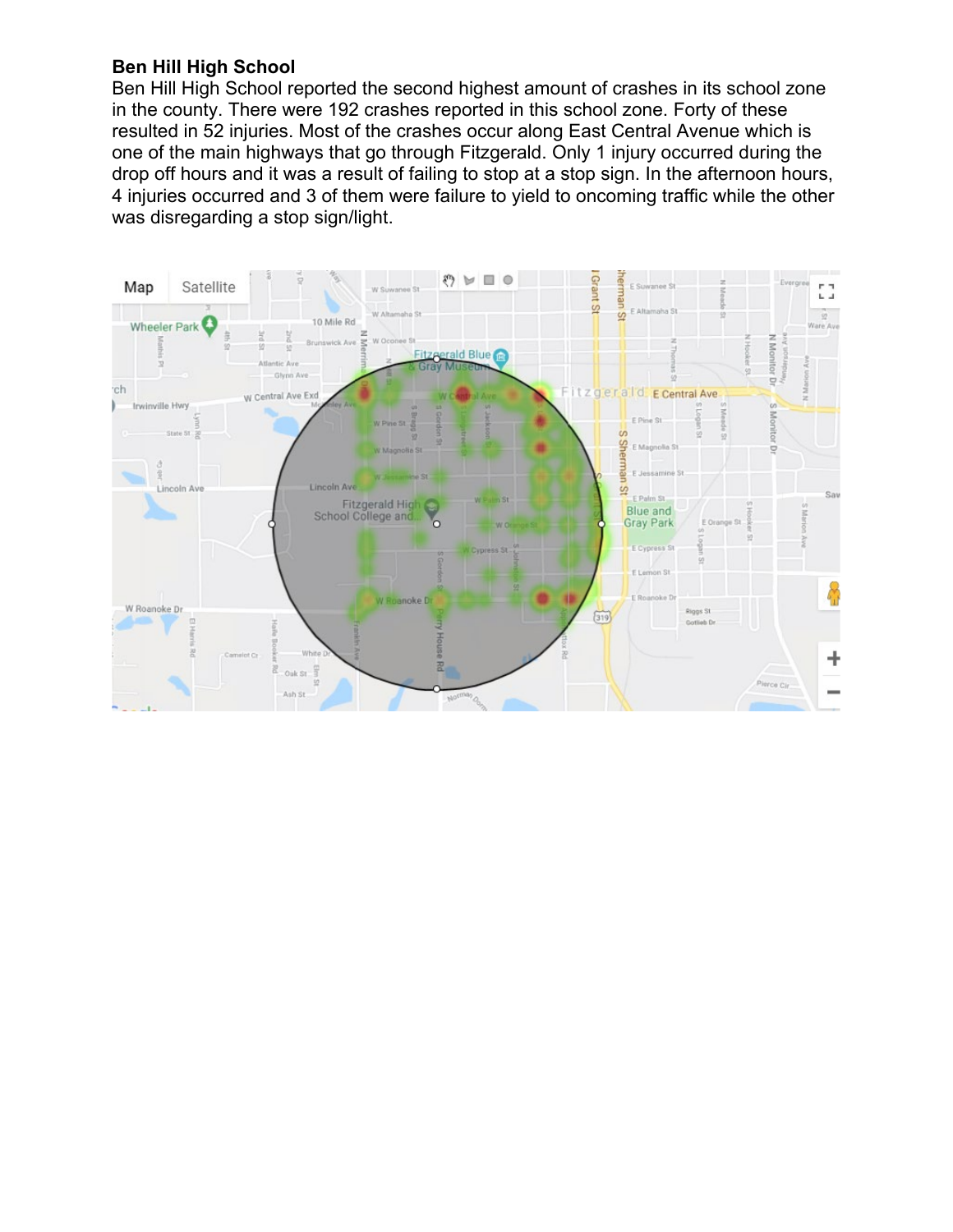**Ben Hill High School**

Ben Hill High School reported the second highest amount of crashes in its school zone in the county. There were 192 crashes reported in this school zone. Forty of these resulted in 52 injuries. Most of the crashes occur along East Central Avenue which is one of the main highways that go through Fitzgerald. Only 1 injury occurred during the drop off hours and it was a result of failing to stop at a stop sign. In the afternoon hours, 4 injuries occurred and 3 of them were failure to yield to oncoming traffic while the other was disregarding a stop sign/light.